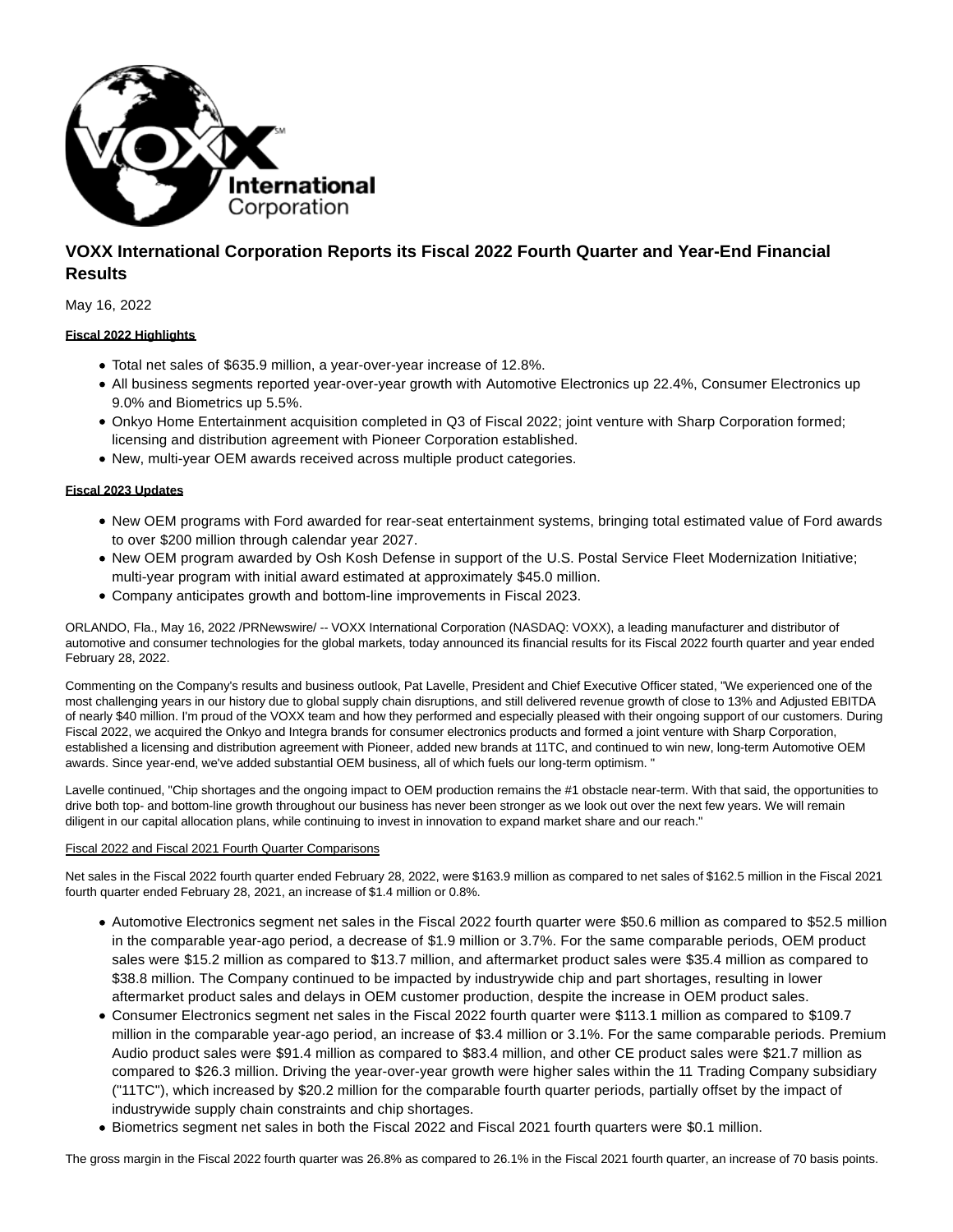# VOXX International Corporation Reports its Fiscal 2022 Fourth Quarter and Year-End Financial Results

May 16, 2022

**Fiscal 2022 Highlights**

- Total net sales of $635.9 million, a year-over-year increase of 12.8%.
- All business segments reported year-over-year growth with Automotive Electronics up 22.4%, Consumer Electronics up 9.0% and Biometrics up 5.5%.
- Onkyo Home Entertainment acquisition completed in Q3 of Fiscal 2022; joint venture with Sharp Corporation formed; licensing and distribution agreement with Pioneer Corporation established.
- New, multi-year OEM awards received across multiple product categories.

**Fiscal 2023 Updates**

- New OEM programs with Ford awarded for rear-seat entertainment systems, bringing total estimated value of Ford awards to over $200 million through calendar year 2027.
- New OEM program awarded by Osh Kosh Defense in support of the U.S. Postal Service Fleet Modernization Initiative; multi-year program with initial award estimated at approximately $45.0 million.
- Company anticipates growth and bottom-line improvements in Fiscal 2023.

ORLANDO, Fla., May 16, 2022 /PRNewswire/ -- VOXX International Corporation (NASDAQ: VOXX), a leading manufacturer and distributor of automotive and consumer technologies for the global markets, today announced its financial results for its Fiscal 2022 fourth quarter and year ended February 28, 2022.

Commenting on the Company's results and business outlook, Pat Lavelle, President and Chief Executive Officer stated, "We experienced one of the most challenging years in our history due to global supply chain disruptions, and still delivered revenue growth of close to 13% and Adjusted EBITDA of nearly $40 million. I'm proud of the VOXX team and how they performed and especially pleased with their ongoing support of our customers. During Fiscal 2022, we acquired the Onkyo and Integra brands for consumer electronics products and formed a joint venture with Sharp Corporation, established a licensing and distribution agreement with Pioneer, added new brands at 11TC, and continued to win new, long-term Automotive OEM awards. Since year-end, we've added substantial OEM business, all of which fuels our long-term optimism. "

Lavelle continued, "Chip shortages and the ongoing impact to OEM production remains the #1 obstacle near-term. With that said, the opportunities to drive both top- and bottom-line growth throughout our business has never been stronger as we look out over the next few years. We will remain diligent in our capital allocation plans, while continuing to invest in innovation to expand market share and our reach."

Fiscal 2022 and Fiscal 2021 Fourth Quarter Comparisons

Net sales in the Fiscal 2022 fourth quarter ended February 28, 2022, were $163.9 million as compared to net sales of $162.5 million in the Fiscal 2021 fourth quarter ended February 28, 2021, an increase of $1.4 million or 0.8%.

- Automotive Electronics segment net sales in the Fiscal 2022 fourth quarter were $50.6 million as compared to $52.5 million in the comparable year-ago period, a decrease of $1.9 million or 3.7%. For the same comparable periods, OEM product sales were $15.2 million as compared to $13.7 million, and aftermarket product sales were $35.4 million as compared to $38.8 million. The Company continued to be impacted by industrywide chip and part shortages, resulting in lower aftermarket product sales and delays in OEM customer production, despite the increase in OEM product sales.
- Consumer Electronics segment net sales in the Fiscal 2022 fourth quarter were $113.1 million as compared to $109.7 million in the comparable year-ago period, an increase of $3.4 million or 3.1%. For the same comparable periods. Premium Audio product sales were $91.4 million as compared to $83.4 million, and other CE product sales were $21.7 million as compared to $26.3 million. Driving the year-over-year growth were higher sales within the 11 Trading Company subsidiary ("11TC"), which increased by $20.2 million for the comparable fourth quarter periods, partially offset by the impact of industrywide supply chain constraints and chip shortages.
- Biometrics segment net sales in both the Fiscal 2022 and Fiscal 2021 fourth quarters were $0.1 million.

The gross margin in the Fiscal 2022 fourth quarter was 26.8% as compared to 26.1% in the Fiscal 2021 fourth quarter, an increase of 70 basis points.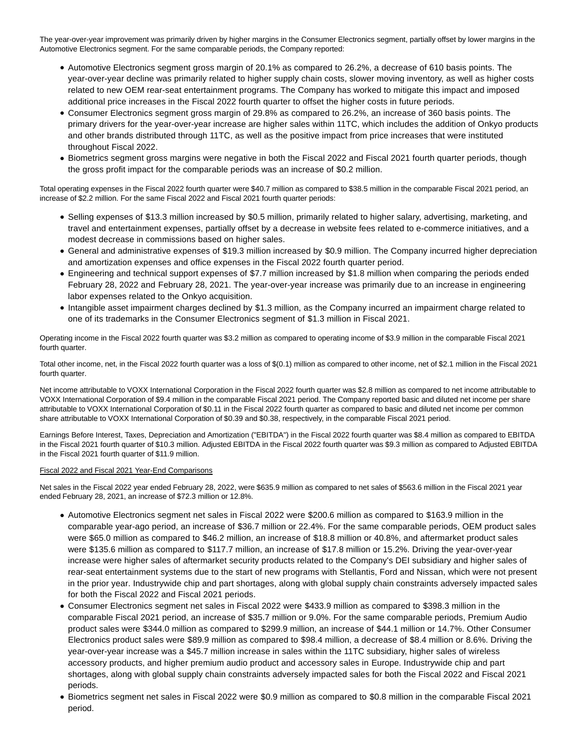The year-over-year improvement was primarily driven by higher margins in the Consumer Electronics segment, partially offset by lower margins in the Automotive Electronics segment. For the same comparable periods, the Company reported:

- Automotive Electronics segment gross margin of 20.1% as compared to 26.2%, a decrease of 610 basis points. The year-over-year decline was primarily related to higher supply chain costs, slower moving inventory, as well as higher costs related to new OEM rear-seat entertainment programs. The Company has worked to mitigate this impact and imposed additional price increases in the Fiscal 2022 fourth quarter to offset the higher costs in future periods.
- Consumer Electronics segment gross margin of 29.8% as compared to 26.2%, an increase of 360 basis points. The primary drivers for the year-over-year increase are higher sales within 11TC, which includes the addition of Onkyo products and other brands distributed through 11TC, as well as the positive impact from price increases that were instituted throughout Fiscal 2022.
- Biometrics segment gross margins were negative in both the Fiscal 2022 and Fiscal 2021 fourth quarter periods, though the gross profit impact for the comparable periods was an increase of $0.2 million.

Total operating expenses in the Fiscal 2022 fourth quarter were $40.7 million as compared to $38.5 million in the comparable Fiscal 2021 period, an increase of $2.2 million. For the same Fiscal 2022 and Fiscal 2021 fourth quarter periods:

- Selling expenses of $13.3 million increased by $0.5 million, primarily related to higher salary, advertising, marketing, and travel and entertainment expenses, partially offset by a decrease in website fees related to e-commerce initiatives, and a modest decrease in commissions based on higher sales.
- General and administrative expenses of $19.3 million increased by $0.9 million. The Company incurred higher depreciation and amortization expenses and office expenses in the Fiscal 2022 fourth quarter period.
- Engineering and technical support expenses of $7.7 million increased by $1.8 million when comparing the periods ended February 28, 2022 and February 28, 2021. The year-over-year increase was primarily due to an increase in engineering labor expenses related to the Onkyo acquisition.
- Intangible asset impairment charges declined by $1.3 million, as the Company incurred an impairment charge related to one of its trademarks in the Consumer Electronics segment of $1.3 million in Fiscal 2021.

Operating income in the Fiscal 2022 fourth quarter was $3.2 million as compared to operating income of $3.9 million in the comparable Fiscal 2021 fourth quarter.

Total other income, net, in the Fiscal 2022 fourth quarter was a loss of $(0.1) million as compared to other income, net of $2.1 million in the Fiscal 2021 fourth quarter.

Net income attributable to VOXX International Corporation in the Fiscal 2022 fourth quarter was $2.8 million as compared to net income attributable to VOXX International Corporation of $9.4 million in the comparable Fiscal 2021 period. The Company reported basic and diluted net income per share attributable to VOXX International Corporation of $0.11 in the Fiscal 2022 fourth quarter as compared to basic and diluted net income per common share attributable to VOXX International Corporation of $0.39 and $0.38, respectively, in the comparable Fiscal 2021 period.

Earnings Before Interest, Taxes, Depreciation and Amortization ("EBITDA") in the Fiscal 2022 fourth quarter was $8.4 million as compared to EBITDA in the Fiscal 2021 fourth quarter of $10.3 million. Adjusted EBITDA in the Fiscal 2022 fourth quarter was $9.3 million as compared to Adjusted EBITDA in the Fiscal 2021 fourth quarter of $11.9 million.

Fiscal 2022 and Fiscal 2021 Year-End Comparisons

Net sales in the Fiscal 2022 year ended February 28, 2022, were $635.9 million as compared to net sales of $563.6 million in the Fiscal 2021 year ended February 28, 2021, an increase of $72.3 million or 12.8%.

- Automotive Electronics segment net sales in Fiscal 2022 were $200.6 million as compared to $163.9 million in the comparable year-ago period, an increase of $36.7 million or 22.4%. For the same comparable periods, OEM product sales were $65.0 million as compared to $46.2 million, an increase of $18.8 million or 40.8%, and aftermarket product sales were $135.6 million as compared to $117.7 million, an increase of $17.8 million or 15.2%. Driving the year-over-year increase were higher sales of aftermarket security products related to the Company's DEI subsidiary and higher sales of rear-seat entertainment systems due to the start of new programs with Stellantis, Ford and Nissan, which were not present in the prior year. Industrywide chip and part shortages, along with global supply chain constraints adversely impacted sales for both the Fiscal 2022 and Fiscal 2021 periods.
- Consumer Electronics segment net sales in Fiscal 2022 were $433.9 million as compared to $398.3 million in the comparable Fiscal 2021 period, an increase of $35.7 million or 9.0%. For the same comparable periods, Premium Audio product sales were $344.0 million as compared to $299.9 million, an increase of $44.1 million or 14.7%. Other Consumer Electronics product sales were $89.9 million as compared to $98.4 million, a decrease of $8.4 million or 8.6%. Driving the year-over-year increase was a $45.7 million increase in sales within the 11TC subsidiary, higher sales of wireless accessory products, and higher premium audio product and accessory sales in Europe. Industrywide chip and part shortages, along with global supply chain constraints adversely impacted sales for both the Fiscal 2022 and Fiscal 2021 periods.
- Biometrics segment net sales in Fiscal 2022 were $0.9 million as compared to $0.8 million in the comparable Fiscal 2021 period.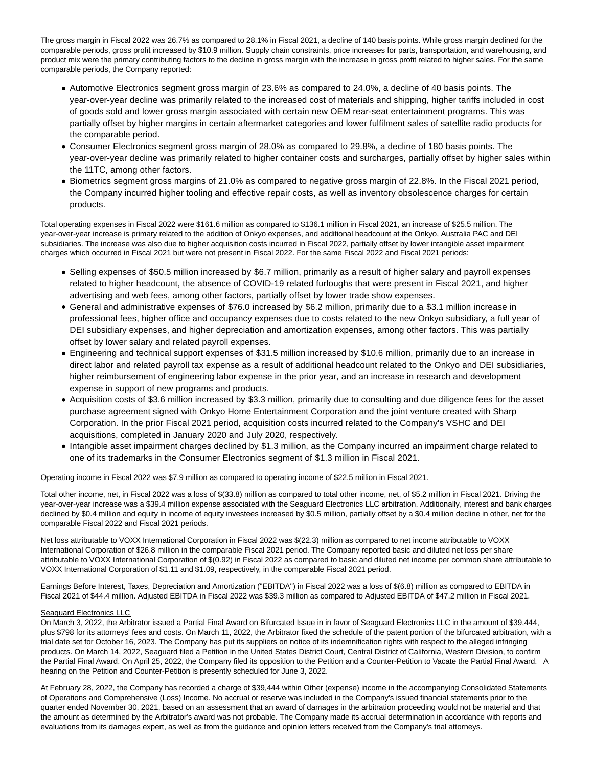The gross margin in Fiscal 2022 was 26.7% as compared to 28.1% in Fiscal 2021, a decline of 140 basis points. While gross margin declined for the comparable periods, gross profit increased by $10.9 million. Supply chain constraints, price increases for parts, transportation, and warehousing, and product mix were the primary contributing factors to the decline in gross margin with the increase in gross profit related to higher sales. For the same comparable periods, the Company reported:

- Automotive Electronics segment gross margin of 23.6% as compared to 24.0%, a decline of 40 basis points. The year-over-year decline was primarily related to the increased cost of materials and shipping, higher tariffs included in cost of goods sold and lower gross margin associated with certain new OEM rear-seat entertainment programs. This was partially offset by higher margins in certain aftermarket categories and lower fulfilment sales of satellite radio products for the comparable period.
- Consumer Electronics segment gross margin of 28.0% as compared to 29.8%, a decline of 180 basis points. The year-over-year decline was primarily related to higher container costs and surcharges, partially offset by higher sales within the 11TC, among other factors.
- Biometrics segment gross margins of 21.0% as compared to negative gross margin of 22.8%. In the Fiscal 2021 period, the Company incurred higher tooling and effective repair costs, as well as inventory obsolescence charges for certain products.

Total operating expenses in Fiscal 2022 were $161.6 million as compared to $136.1 million in Fiscal 2021, an increase of $25.5 million. The year-over-year increase is primary related to the addition of Onkyo expenses, and additional headcount at the Onkyo, Australia PAC and DEI subsidiaries. The increase was also due to higher acquisition costs incurred in Fiscal 2022, partially offset by lower intangible asset impairment charges which occurred in Fiscal 2021 but were not present in Fiscal 2022. For the same Fiscal 2022 and Fiscal 2021 periods:

- Selling expenses of $50.5 million increased by $6.7 million, primarily as a result of higher salary and payroll expenses related to higher headcount, the absence of COVID-19 related furloughs that were present in Fiscal 2021, and higher advertising and web fees, among other factors, partially offset by lower trade show expenses.
- General and administrative expenses of $76.0 increased by $6.2 million, primarily due to a $3.1 million increase in professional fees, higher office and occupancy expenses due to costs related to the new Onkyo subsidiary, a full year of DEI subsidiary expenses, and higher depreciation and amortization expenses, among other factors. This was partially offset by lower salary and related payroll expenses.
- Engineering and technical support expenses of $31.5 million increased by $10.6 million, primarily due to an increase in direct labor and related payroll tax expense as a result of additional headcount related to the Onkyo and DEI subsidiaries, higher reimbursement of engineering labor expense in the prior year, and an increase in research and development expense in support of new programs and products.
- Acquisition costs of $3.6 million increased by $3.3 million, primarily due to consulting and due diligence fees for the asset purchase agreement signed with Onkyo Home Entertainment Corporation and the joint venture created with Sharp Corporation. In the prior Fiscal 2021 period, acquisition costs incurred related to the Company's VSHC and DEI acquisitions, completed in January 2020 and July 2020, respectively.
- Intangible asset impairment charges declined by $1.3 million, as the Company incurred an impairment charge related to one of its trademarks in the Consumer Electronics segment of $1.3 million in Fiscal 2021.

Operating income in Fiscal 2022 was $7.9 million as compared to operating income of $22.5 million in Fiscal 2021.

Total other income, net, in Fiscal 2022 was a loss of $(33.8) million as compared to total other income, net, of $5.2 million in Fiscal 2021. Driving the year-over-year increase was a $39.4 million expense associated with the Seaguard Electronics LLC arbitration. Additionally, interest and bank charges declined by $0.4 million and equity in income of equity investees increased by $0.5 million, partially offset by a $0.4 million decline in other, net for the comparable Fiscal 2022 and Fiscal 2021 periods.

Net loss attributable to VOXX International Corporation in Fiscal 2022 was $(22.3) million as compared to net income attributable to VOXX International Corporation of $26.8 million in the comparable Fiscal 2021 period. The Company reported basic and diluted net loss per share attributable to VOXX International Corporation of $(0.92) in Fiscal 2022 as compared to basic and diluted net income per common share attributable to VOXX International Corporation of $1.11 and $1.09, respectively, in the comparable Fiscal 2021 period.

Earnings Before Interest, Taxes, Depreciation and Amortization ("EBITDA") in Fiscal 2022 was a loss of $(6.8) million as compared to EBITDA in Fiscal 2021 of $44.4 million. Adjusted EBITDA in Fiscal 2022 was $39.3 million as compared to Adjusted EBITDA of $47.2 million in Fiscal 2021.

Seaguard Electronics LLC

On March 3, 2022, the Arbitrator issued a Partial Final Award on Bifurcated Issue in in favor of Seaguard Electronics LLC in the amount of $39,444, plus $798 for its attorneys' fees and costs. On March 11, 2022, the Arbitrator fixed the schedule of the patent portion of the bifurcated arbitration, with a trial date set for October 16, 2023. The Company has put its suppliers on notice of its indemnification rights with respect to the alleged infringing products. On March 14, 2022, Seaguard filed a Petition in the United States District Court, Central District of California, Western Division, to confirm the Partial Final Award. On April 25, 2022, the Company filed its opposition to the Petition and a Counter-Petition to Vacate the Partial Final Award. A hearing on the Petition and Counter-Petition is presently scheduled for June 3, 2022.

At February 28, 2022, the Company has recorded a charge of $39,444 within Other (expense) income in the accompanying Consolidated Statements of Operations and Comprehensive (Loss) Income. No accrual or reserve was included in the Company's issued financial statements prior to the quarter ended November 30, 2021, based on an assessment that an award of damages in the arbitration proceeding would not be material and that the amount as determined by the Arbitrator's award was not probable. The Company made its accrual determination in accordance with reports and evaluations from its damages expert, as well as from the guidance and opinion letters received from the Company's trial attorneys.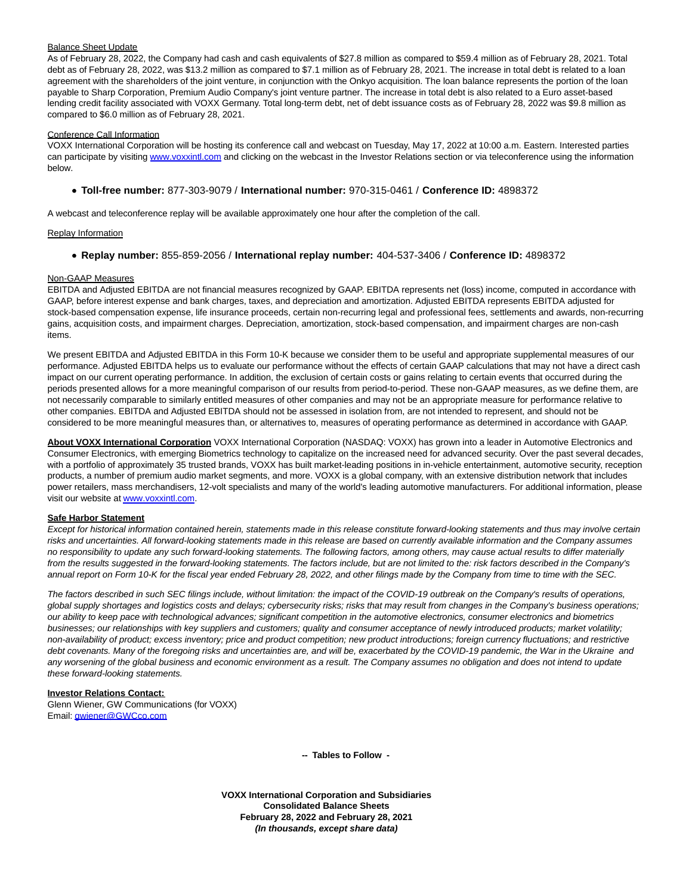Balance Sheet Update

As of February 28, 2022, the Company had cash and cash equivalents of $27.8 million as compared to $59.4 million as of February 28, 2021. Total debt as of February 28, 2022, was $13.2 million as compared to $7.1 million as of February 28, 2021. The increase in total debt is related to a loan agreement with the shareholders of the joint venture, in conjunction with the Onkyo acquisition. The loan balance represents the portion of the loan payable to Sharp Corporation, Premium Audio Company's joint venture partner. The increase in total debt is also related to a Euro asset-based lending credit facility associated with VOXX Germany. Total long-term debt, net of debt issuance costs as of February 28, 2022 was $9.8 million as compared to $6.0 million as of February 28, 2021.

Conference Call Information

VOXX International Corporation will be hosting its conference call and webcast on Tuesday, May 17, 2022 at 10:00 a.m. Eastern. Interested parties can participate by visiting www.voxxintl.com and clicking on the webcast in the Investor Relations section or via teleconference using the information below.

- **Toll-free number:** 877-303-9079 / **International number:** 970-315-0461 / **Conference ID:** 4898372

A webcast and teleconference replay will be available approximately one hour after the completion of the call.

Replay Information

- **Replay number:** 855-859-2056 / **International replay number:** 404-537-3406 / **Conference ID:** 4898372

Non-GAAP Measures

EBITDA and Adjusted EBITDA are not financial measures recognized by GAAP. EBITDA represents net (loss) income, computed in accordance with GAAP, before interest expense and bank charges, taxes, and depreciation and amortization. Adjusted EBITDA represents EBITDA adjusted for stock-based compensation expense, life insurance proceeds, certain non-recurring legal and professional fees, settlements and awards, non-recurring gains, acquisition costs, and impairment charges. Depreciation, amortization, stock-based compensation, and impairment charges are non-cash items.

We present EBITDA and Adjusted EBITDA in this Form 10-K because we consider them to be useful and appropriate supplemental measures of our performance. Adjusted EBITDA helps us to evaluate our performance without the effects of certain GAAP calculations that may not have a direct cash impact on our current operating performance. In addition, the exclusion of certain costs or gains relating to certain events that occurred during the periods presented allows for a more meaningful comparison of our results from period-to-period. These non-GAAP measures, as we define them, are not necessarily comparable to similarly entitled measures of other companies and may not be an appropriate measure for performance relative to other companies. EBITDA and Adjusted EBITDA should not be assessed in isolation from, are not intended to represent, and should not be considered to be more meaningful measures than, or alternatives to, measures of operating performance as determined in accordance with GAAP.

**About VOXX International Corporation** VOXX International Corporation (NASDAQ: VOXX) has grown into a leader in Automotive Electronics and Consumer Electronics, with emerging Biometrics technology to capitalize on the increased need for advanced security. Over the past several decades, with a portfolio of approximately 35 trusted brands, VOXX has built market-leading positions in in-vehicle entertainment, automotive security, reception products, a number of premium audio market segments, and more. VOXX is a global company, with an extensive distribution network that includes power retailers, mass merchandisers, 12-volt specialists and many of the world's leading automotive manufacturers. For additional information, please visit our website at www.voxxintl.com.

**Safe Harbor Statement**

*Except for historical information contained herein, statements made in this release constitute forward-looking statements and thus may involve certain risks and uncertainties. All forward-looking statements made in this release are based on currently available information and the Company assumes no responsibility to update any such forward-looking statements. The following factors, among others, may cause actual results to differ materially from the results suggested in the forward-looking statements. The factors include, but are not limited to the: risk factors described in the Company's annual report on Form 10-K for the fiscal year ended February 28, 2022, and other filings made by the Company from time to time with the SEC.*

*The factors described in such SEC filings include, without limitation: the impact of the COVID-19 outbreak on the Company's results of operations, global supply shortages and logistics costs and delays; cybersecurity risks; risks that may result from changes in the Company's business operations; our ability to keep pace with technological advances; significant competition in the automotive electronics, consumer electronics and biometrics businesses; our relationships with key suppliers and customers; quality and consumer acceptance of newly introduced products; market volatility; non-availability of product; excess inventory; price and product competition; new product introductions; foreign currency fluctuations; and restrictive debt covenants. Many of the foregoing risks and uncertainties are, and will be, exacerbated by the COVID-19 pandemic, the War in the Ukraine and any worsening of the global business and economic environment as a result. The Company assumes no obligation and does not intend to update these forward-looking statements.*

**Investor Relations Contact:**
Glenn Wiener, GW Communications (for VOXX)
Email: gwiener@GWCco.com

**-- Tables to Follow -**

**VOXX International Corporation and Subsidiaries**
**Consolidated Balance Sheets**
**February 28, 2022 and February 28, 2021**
***(In thousands, except share data)***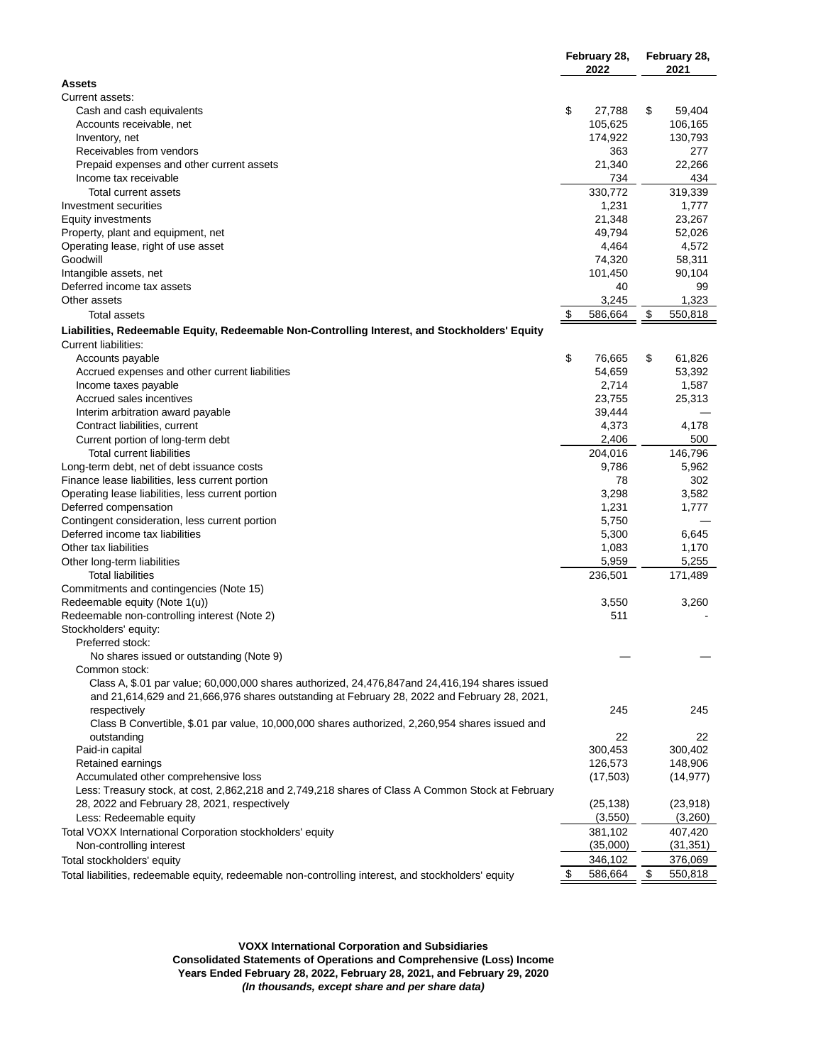| | February 28, 2022 | February 28, 2021 |
|---|---|---|
| **Assets** | | |
| Current assets: | | |
| Cash and cash equivalents | $ 27,788 | $ 59,404 |
| Accounts receivable, net | 105,625 | 106,165 |
| Inventory, net | 174,922 | 130,793 |
| Receivables from vendors | 363 | 277 |
| Prepaid expenses and other current assets | 21,340 | 22,266 |
| Income tax receivable | 734 | 434 |
| Total current assets | 330,772 | 319,339 |
| Investment securities | 1,231 | 1,777 |
| Equity investments | 21,348 | 23,267 |
| Property, plant and equipment, net | 49,794 | 52,026 |
| Operating lease, right of use asset | 4,464 | 4,572 |
| Goodwill | 74,320 | 58,311 |
| Intangible assets, net | 101,450 | 90,104 |
| Deferred income tax assets | 40 | 99 |
| Other assets | 3,245 | 1,323 |
| Total assets | $ 586,664 | $ 550,818 |
| **Liabilities, Redeemable Equity, Redeemable Non-Controlling Interest, and Stockholders' Equity** | | |
| Current liabilities: | | |
| Accounts payable | $ 76,665 | $ 61,826 |
| Accrued expenses and other current liabilities | 54,659 | 53,392 |
| Income taxes payable | 2,714 | 1,587 |
| Accrued sales incentives | 23,755 | 25,313 |
| Interim arbitration award payable | 39,444 | — |
| Contract liabilities, current | 4,373 | 4,178 |
| Current portion of long-term debt | 2,406 | 500 |
| Total current liabilities | 204,016 | 146,796 |
| Long-term debt, net of debt issuance costs | 9,786 | 5,962 |
| Finance lease liabilities, less current portion | 78 | 302 |
| Operating lease liabilities, less current portion | 3,298 | 3,582 |
| Deferred compensation | 1,231 | 1,777 |
| Contingent consideration, less current portion | 5,750 | — |
| Deferred income tax liabilities | 5,300 | 6,645 |
| Other tax liabilities | 1,083 | 1,170 |
| Other long-term liabilities | 5,959 | 5,255 |
| Total liabilities | 236,501 | 171,489 |
| Commitments and contingencies (Note 15) | | |
| Redeemable equity (Note 1(u)) | 3,550 | 3,260 |
| Redeemable non-controlling interest (Note 2) | 511 | - |
| Stockholders' equity: | | |
| Preferred stock: | | |
| No shares issued or outstanding (Note 9) | — | — |
| Common stock: | | |
| Class A, $.01 par value; 60,000,000 shares authorized, 24,476,847and 24,416,194 shares issued and 21,614,629 and 21,666,976 shares outstanding at February 28, 2022 and February 28, 2021, respectively | 245 | 245 |
| Class B Convertible, $.01 par value, 10,000,000 shares authorized, 2,260,954 shares issued and outstanding | 22 | 22 |
| Paid-in capital | 300,453 | 300,402 |
| Retained earnings | 126,573 | 148,906 |
| Accumulated other comprehensive loss | (17,503) | (14,977) |
| Less: Treasury stock, at cost, 2,862,218 and 2,749,218 shares of Class A Common Stock at February 28, 2022 and February 28, 2021, respectively | (25,138) | (23,918) |
| Less: Redeemable equity | (3,550) | (3,260) |
| Total VOXX International Corporation stockholders' equity | 381,102 | 407,420 |
| Non-controlling interest | (35,000) | (31,351) |
| Total stockholders' equity | 346,102 | 376,069 |
| Total liabilities, redeemable equity, redeemable non-controlling interest, and stockholders' equity | $ 586,664 | $ 550,818 |

**VOXX International Corporation and Subsidiaries**
**Consolidated Statements of Operations and Comprehensive (Loss) Income**
**Years Ended February 28, 2022, February 28, 2021, and February 29, 2020**
***(In thousands, except share and per share data)***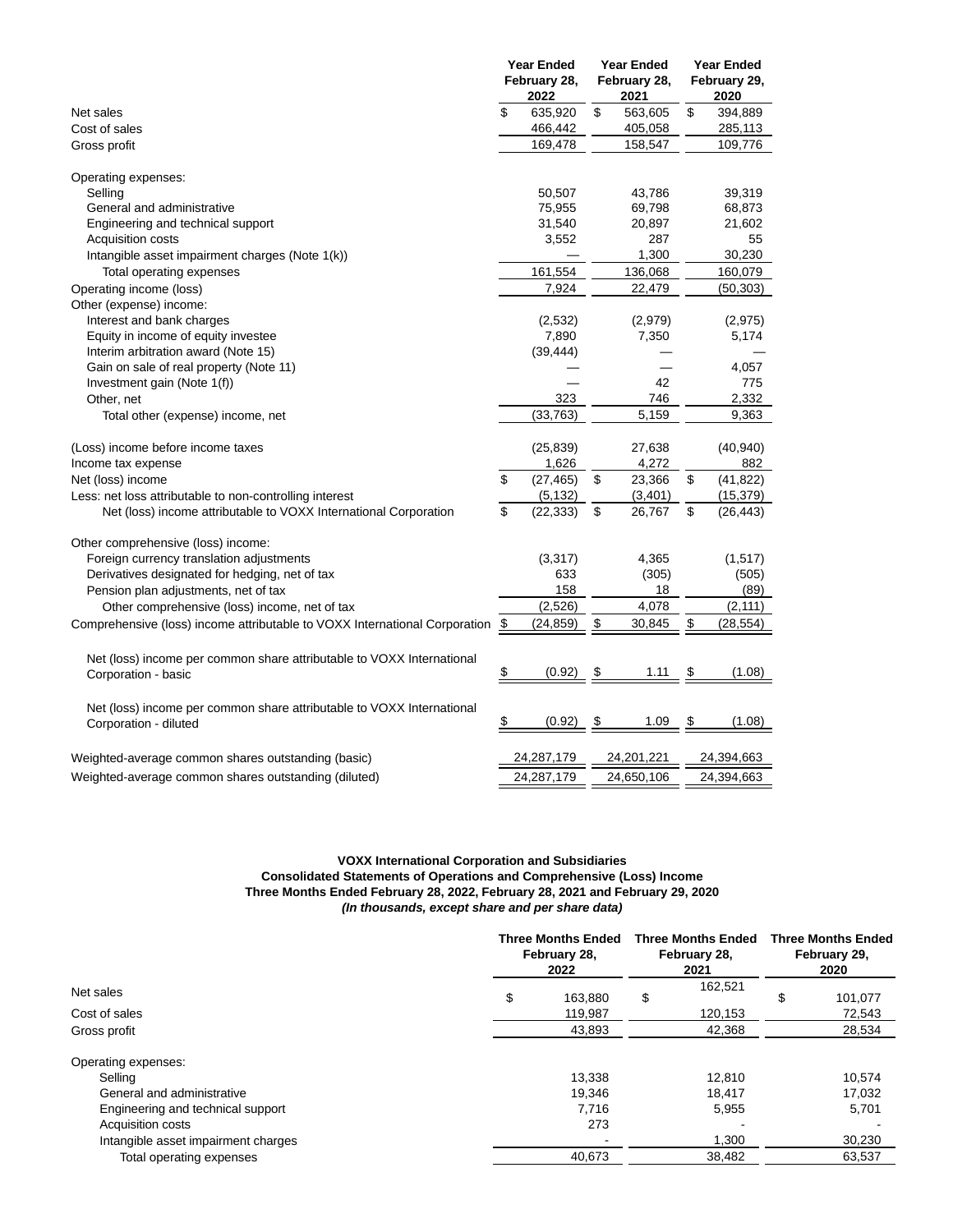| | Year Ended February 28, 2022 | Year Ended February 28, 2021 | Year Ended February 29, 2020 |
|---|---|---|---|
| Net sales | $ 635,920 | $ 563,605 | $ 394,889 |
| Cost of sales | 466,442 | 405,058 | 285,113 |
| Gross profit | 169,478 | 158,547 | 109,776 |
| | | | |
| Operating expenses: | | | |
| Selling | 50,507 | 43,786 | 39,319 |
| General and administrative | 75,955 | 69,798 | 68,873 |
| Engineering and technical support | 31,540 | 20,897 | 21,602 |
| Acquisition costs | 3,552 | 287 | 55 |
| Intangible asset impairment charges (Note 1(k)) | — | 1,300 | 30,230 |
| Total operating expenses | 161,554 | 136,068 | 160,079 |
| Operating income (loss) | 7,924 | 22,479 | (50,303) |
| Other (expense) income: | | | |
| Interest and bank charges | (2,532) | (2,979) | (2,975) |
| Equity in income of equity investee | 7,890 | 7,350 | 5,174 |
| Interim arbitration award (Note 15) | (39,444) | — | — |
| Gain on sale of real property (Note 11) | — | — | 4,057 |
| Investment gain (Note 1(f)) | — | 42 | 775 |
| Other, net | 323 | 746 | 2,332 |
| Total other (expense) income, net | (33,763) | 5,159 | 9,363 |
| | | | |
| (Loss) income before income taxes | (25,839) | 27,638 | (40,940) |
| Income tax expense | 1,626 | 4,272 | 882 |
| Net (loss) income | $ (27,465) | $ 23,366 | $ (41,822) |
| Less: net loss attributable to non-controlling interest | (5,132) | (3,401) | (15,379) |
| Net (loss) income attributable to VOXX International Corporation | $ (22,333) | $ 26,767 | $ (26,443) |
| | | | |
| Other comprehensive (loss) income: | | | |
| Foreign currency translation adjustments | (3,317) | 4,365 | (1,517) |
| Derivatives designated for hedging, net of tax | 633 | (305) | (505) |
| Pension plan adjustments, net of tax | 158 | 18 | (89) |
| Other comprehensive (loss) income, net of tax | (2,526) | 4,078 | (2,111) |
| Comprehensive (loss) income attributable to VOXX International Corporation | $ (24,859) | $ 30,845 | $ (28,554) |
| | | | |
| Net (loss) income per common share attributable to VOXX International Corporation - basic | $ (0.92) | $ 1.11 | $ (1.08) |
| | | | |
| Net (loss) income per common share attributable to VOXX International Corporation - diluted | $ (0.92) | $ 1.09 | $ (1.08) |
| | | | |
| Weighted-average common shares outstanding (basic) | 24,287,179 | 24,201,221 | 24,394,663 |
| Weighted-average common shares outstanding (diluted) | 24,287,179 | 24,650,106 | 24,394,663 |

**VOXX International Corporation and Subsidiaries**
**Consolidated Statements of Operations and Comprehensive (Loss) Income**
**Three Months Ended February 28, 2022, February 28, 2021 and February 29, 2020**
***(In thousands, except share and per share data)***

| | Three Months Ended February 28, 2022 | Three Months Ended February 28, 2021 | Three Months Ended February 29, 2020 |
|---|---|---|---|
| Net sales | $ 163,880 | $ 162,521 | $ 101,077 |
| Cost of sales | 119,987 | 120,153 | 72,543 |
| Gross profit | 43,893 | 42,368 | 28,534 |
| | | | |
| Operating expenses: | | | |
| Selling | 13,338 | 12,810 | 10,574 |
| General and administrative | 19,346 | 18,417 | 17,032 |
| Engineering and technical support | 7,716 | 5,955 | 5,701 |
| Acquisition costs | 273 | - | - |
| Intangible asset impairment charges | - | 1,300 | 30,230 |
| Total operating expenses | 40,673 | 38,482 | 63,537 |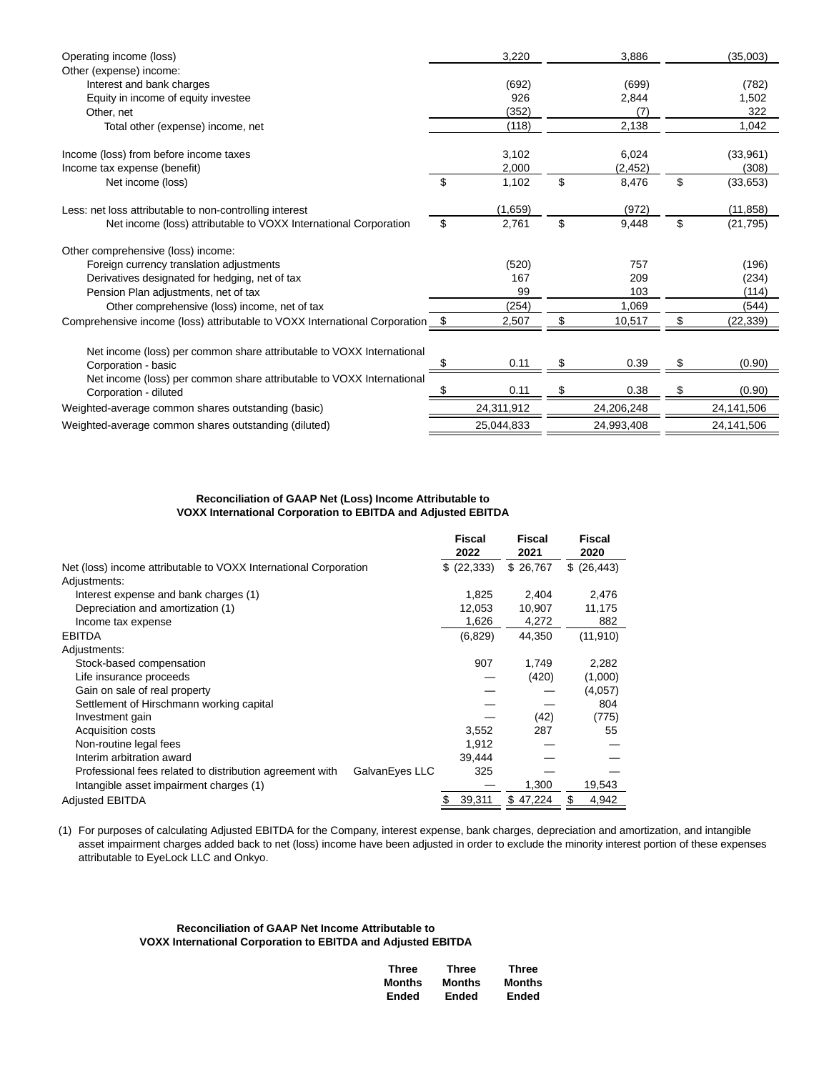| | | | |
|---|---|---|---|
| Operating income (loss) | 3,220 | 3,886 | (35,003) |
| Other (expense) income: | | | |
| Interest and bank charges | (692) | (699) | (782) |
| Equity in income of equity investee | 926 | 2,844 | 1,502 |
| Other, net | (352) | (7) | 322 |
| Total other (expense) income, net | (118) | 2,138 | 1,042 |
| | | | |
| Income (loss) from before income taxes | 3,102 | 6,024 | (33,961) |
| Income tax expense (benefit) | 2,000 | (2,452) | (308) |
| Net income (loss) | $ 1,102 | $ 8,476 | $ (33,653) |
| | | | |
| Less: net loss attributable to non-controlling interest | (1,659) | (972) | (11,858) |
| Net income (loss) attributable to VOXX International Corporation | $ 2,761 | $ 9,448 | $ (21,795) |
| | | | |
| Other comprehensive (loss) income: | | | |
| Foreign currency translation adjustments | (520) | 757 | (196) |
| Derivatives designated for hedging, net of tax | 167 | 209 | (234) |
| Pension Plan adjustments, net of tax | 99 | 103 | (114) |
| Other comprehensive (loss) income, net of tax | (254) | 1,069 | (544) |
| Comprehensive income (loss) attributable to VOXX International Corporation | $ 2,507 | $ 10,517 | $ (22,339) |
| | | | |
| Net income (loss) per common share attributable to VOXX International Corporation - basic | $ 0.11 | $ 0.39 | $ (0.90) |
| Net income (loss) per common share attributable to VOXX International Corporation - diluted | $ 0.11 | $ 0.38 | $ (0.90) |
| Weighted-average common shares outstanding (basic) | 24,311,912 | 24,206,248 | 24,141,506 |
| Weighted-average common shares outstanding (diluted) | 25,044,833 | 24,993,408 | 24,141,506 |

**Reconciliation of GAAP Net (Loss) Income Attributable to VOXX International Corporation to EBITDA and Adjusted EBITDA**

| | Fiscal 2022 | Fiscal 2021 | Fiscal 2020 |
|---|---|---|---|
| Net (loss) income attributable to VOXX International Corporation | $ (22,333) | $ 26,767 | $ (26,443) |
| Adjustments: | | | |
| Interest expense and bank charges (1) | 1,825 | 2,404 | 2,476 |
| Depreciation and amortization (1) | 12,053 | 10,907 | 11,175 |
| Income tax expense | 1,626 | 4,272 | 882 |
| EBITDA | (6,829) | 44,350 | (11,910) |
| Adjustments: | | | |
| Stock-based compensation | 907 | 1,749 | 2,282 |
| Life insurance proceeds | — | (420) | (1,000) |
| Gain on sale of real property | — | — | (4,057) |
| Settlement of Hirschmann working capital | — | — | 804 |
| Investment gain | — | (42) | (775) |
| Acquisition costs | 3,552 | 287 | 55 |
| Non-routine legal fees | 1,912 | — | — |
| Interim arbitration award | 39,444 | — | — |
| Professional fees related to distribution agreement with GalvanEyes LLC | 325 | — | — |
| Intangible asset impairment charges (1) | — | 1,300 | 19,543 |
| Adjusted EBITDA | $ 39,311 | $ 47,224 | $ 4,942 |

(1) For purposes of calculating Adjusted EBITDA for the Company, interest expense, bank charges, depreciation and amortization, and intangible asset impairment charges added back to net (loss) income have been adjusted in order to exclude the minority interest portion of these expenses attributable to EyeLock LLC and Onkyo.

**Reconciliation of GAAP Net Income Attributable to VOXX International Corporation to EBITDA and Adjusted EBITDA**

| | Three Months Ended | Three Months Ended | Three Months Ended |
|---|---|---|---|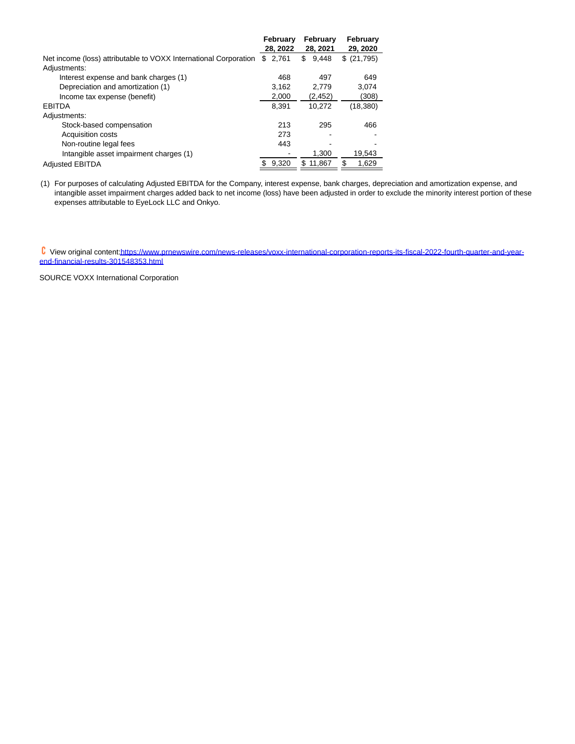| | February 28, 2022 | February 28, 2021 | February 29, 2020 |
|---|---|---|---|
| Net income (loss) attributable to VOXX International Corporation | $ 2,761 | $ 9,448 | $ (21,795) |
| Adjustments: | | | |
| Interest expense and bank charges (1) | 468 | 497 | 649 |
| Depreciation and amortization (1) | 3,162 | 2,779 | 3,074 |
| Income tax expense (benefit) | 2,000 | (2,452) | (308) |
| EBITDA | 8,391 | 10,272 | (18,380) |
| Adjustments: | | | |
| Stock-based compensation | 213 | 295 | 466 |
| Acquisition costs | 273 | - | - |
| Non-routine legal fees | 443 | - | - |
| Intangible asset impairment charges (1) | - | 1,300 | 19,543 |
| Adjusted EBITDA | $ 9,320 | $ 11,867 | $ 1,629 |

(1) For purposes of calculating Adjusted EBITDA for the Company, interest expense, bank charges, depreciation and amortization expense, and intangible asset impairment charges added back to net income (loss) have been adjusted in order to exclude the minority interest portion of these expenses attributable to EyeLock LLC and Onkyo.

View original content:https://www.prnewswire.com/news-releases/voxx-international-corporation-reports-its-fiscal-2022-fourth-quarter-and-year-end-financial-results-301548353.html

SOURCE VOXX International Corporation